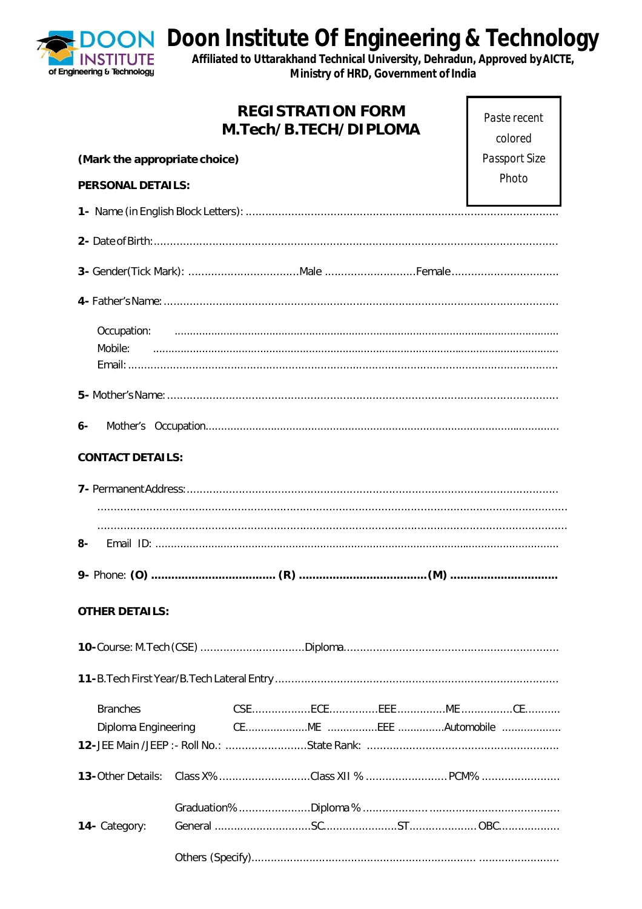# Doon Institute Of Engineering & Technology

**Affiliated to Uttarakhand Technical University, Dehradun, Approved by AICTE, Ministry of HRD, Government of India**

## REGISTRATION FORM
## M.Tech/B.TECH/DIPLOMA

Paste recent colored Passport Size Photo

**(Mark the appropriate choice)**

**PERSONAL DETAILS:**

**1-** Name (in English Block Letters): ..........................................................................................

**2-** Date of Birth: ..........................................................................................

**3-** Gender(Tick Mark): ..................................Male ...........................Female.................................

**4-** Father's Name: ..........................................................................................

Occupation: ..........................................................................................

Mobile: ..........................................................................................

Email: ..........................................................................................

**5-** Mother's Name: ..........................................................................................

**6-** Mother's Occupation..........................................................................................

**CONTACT DETAILS:**

**7-** Permanent Address: ..........................................................................................

..........................................................................................

..........................................................................................

**8-** Email ID: ..........................................................................................

**9-** Phone: **(O) .................................... (R) .....................................(M) ...............................**

**OTHER DETAILS:**

**10-** Course: M.Tech (CSE) ................................Diploma..................................................................

**11-** B.Tech First Year/B.Tech Lateral Entry..........................................................................................

Branches CSE..................ECE...............EEE...............ME................CE...........

Diploma Engineering CE....................ME ................EEE ..............Automobile ..................

**12-** JEE Main /JEEP :- Roll No.: .........................State Rank: ...........................................................

**13-** Other Details: Class X%............................Class XII % ......................... PCM% ........................

Graduation%......................Diploma %......................................................

**14-** Category: General .............................SC......................ST..................... OBC..................

Others (Specify)..........................................................................................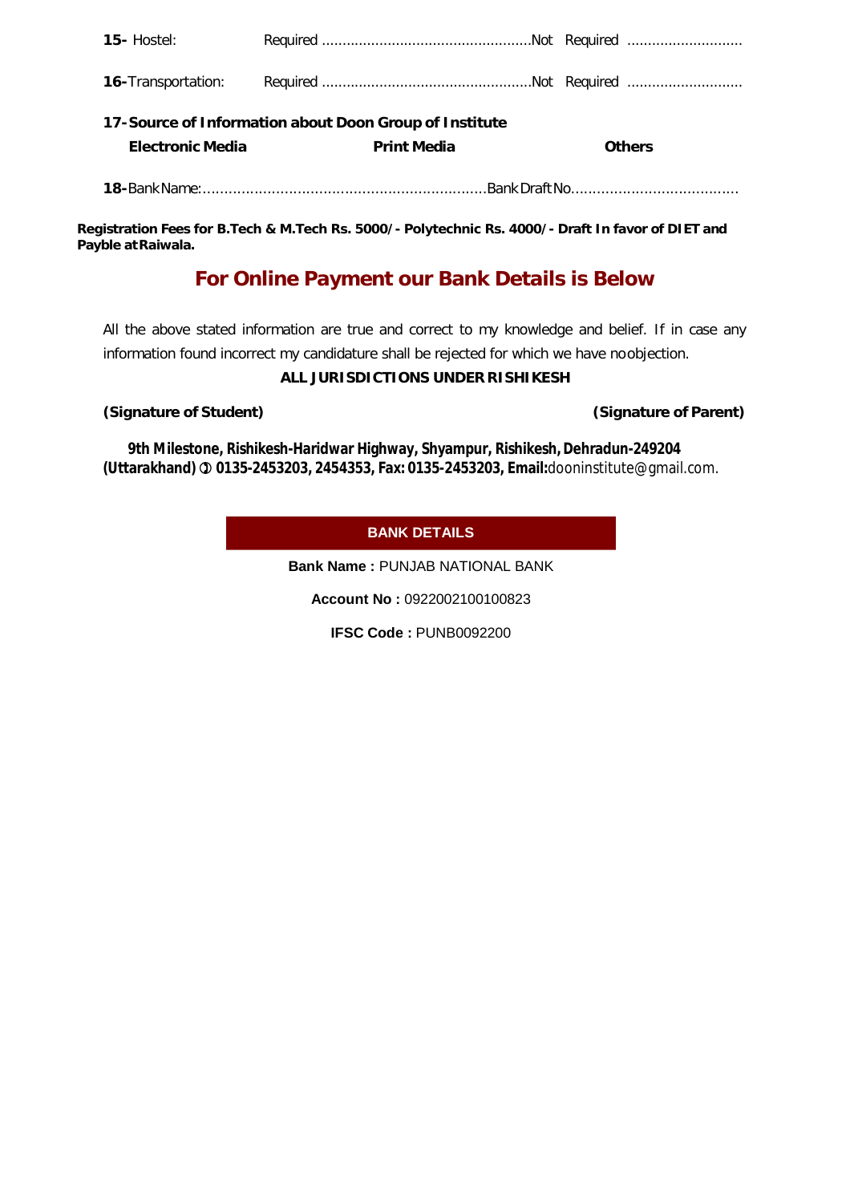**15-** Hostel: Required ...................................................Not Required ............................

**16-**Transportation: Required ...................................................Not Required ............................

**17-Source of Information about Doon Group of Institute**

**Electronic Media** **Print Media** **Others**

**18-**Bank Name:..................................................................Bank Draft No.......................................

**Registration Fees for B.Tech & M.Tech Rs. 5000/- Polytechnic Rs. 4000/- Draft In favor of DIET and Payble at Raiwala.**

## For Online Payment our Bank Details is Below

All the above stated information are true and correct to my knowledge and belief. If in case any information found incorrect my candidature shall be rejected for which we have noobjection.

**ALL JURISDICTIONS UNDER RISHIKESH**

**(Signature of Student)** **(Signature of Parent)**

**9th Milestone, Rishikesh-Haridwar Highway, Shyampur, Rishikesh, Dehradun-249204 (Uttarakhand) ✆ 0135-2453203, 2454353, Fax: 0135-2453203, Email:**dooninstitute@gmail.com.

**BANK DETAILS**

**Bank Name :** PUNJAB NATIONAL BANK

**Account No :** 0922002100100823

**IFSC Code :** PUNB0092200